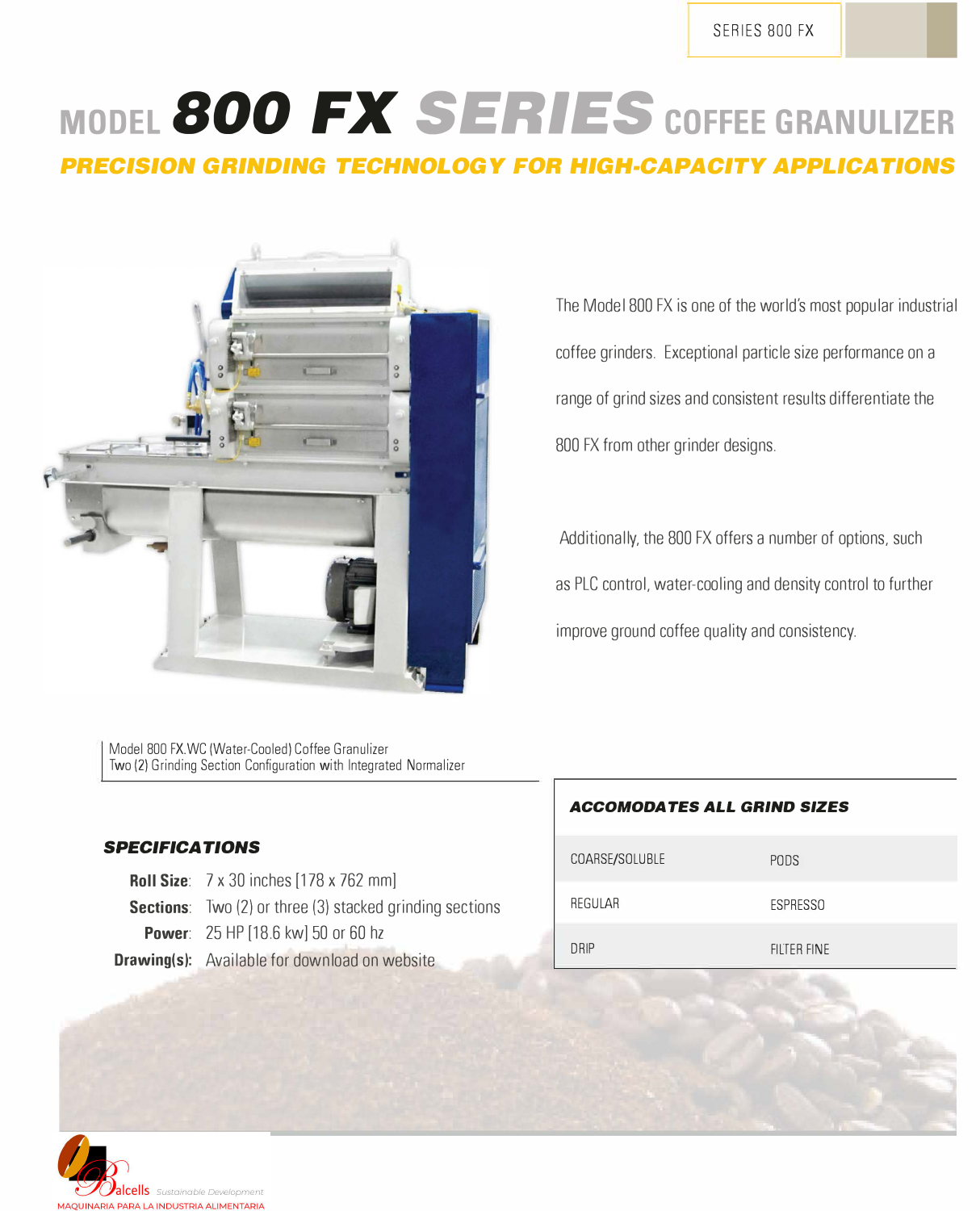SERIES 800 FX

# MODEL 800 FX SERIES COFFEE GRANULIZER

## *PRECISION GRINDING TECHNOLOGY FOR HIGH-CAPACITY APPLICATIONS*

The Model 800 FX is one of the world's most popular industrial coffee grinders. Exceptional particle size performance on a range of grind sizes and consistent results differentiate the 800 FX from other grinder designs.

Additionally, the 800 FX offers a number of options, such as PLC control, water-cooling and density control to further improve ground coffee quality and consistency.

Model 800 FX.WC (Water-Cooled) Coffee Granulizer
Two (2) Grinding Section Configuration with Integrated Normalizer

### *SPECIFICATIONS*

**Roll Size**: 7 x 30 inches [178 x 762 mm]
**Sections**: Two (2) or three (3) stacked grinding sections
**Power**: 25 HP [18.6 kw] 50 or 60 hz
**Drawing(s)**: Available for download on website

### *ACCOMODATES ALL GRIND SIZES*

| | |
|---|---|
| COARSE/SOLUBLE | PODS |
| REGULAR | ESPRESSO |
| DRIP | FILTER FINE |

Balcells Sustainable Development
MAQUINARIA PARA LA INDUSTRIA ALIMENTARIA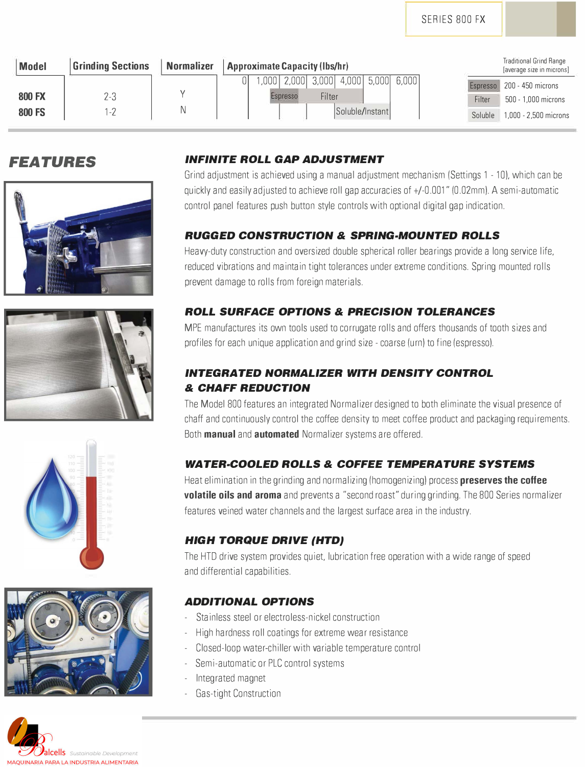SERIES 800 FX

| Model | Grinding Sections | Normalizer | Approximate Capacity (lbs/hr) |
|---|---|---|---|
| 800 FX | 2-3 | Y | |
| 800 FS | 1-2 | N | |

0 | 1,000 | 2,000 | 3,000 | 4,000 | 5,000 | 6,000

Espresso

Filter

Soluble/Instant

Traditional Grind Range [average size in microns]

| | |
|---|---|
| Espresso | 200 - 450 microns |
| Filter | 500 - 1,000 microns |
| Soluble | 1,000 - 2,500 microns |

## FEATURES

### INFINITE ROLL GAP ADJUSTMENT

Grind adjustment is achieved using a manual adjustment mechanism (Settings 1 - 10), which can be quickly and easily adjusted to achieve roll gap accuracies of +/-0.001" (0.02mm). A semi-automatic control panel features push button style controls with optional digital gap indication.

### RUGGED CONSTRUCTION & SPRING-MOUNTED ROLLS

Heavy-duty construction and oversized double spherical roller bearings provide a long service life, reduced vibrations and maintain tight tolerances under extreme conditions. Spring mounted rolls prevent damage to rolls from foreign materials.

### ROLL SURFACE OPTIONS & PRECISION TOLERANCES

MPE manufactures its own tools used to corrugate rolls and offers thousands of tooth sizes and profiles for each unique application and grind size - coarse (urn) to fine (espresso).

### INTEGRATED NORMALIZER WITH DENSITY CONTROL & CHAFF REDUCTION

The Model 800 features an integrated Normalizer designed to both eliminate the visual presence of chaff and continuously control the coffee density to meet coffee product and packaging requirements. Both **manual** and **automated** Normalizer systems are offered.

### WATER-COOLED ROLLS & COFFEE TEMPERATURE SYSTEMS

Heat elimination in the grinding and normalizing (homogenizing) process **preserves the coffee volatile oils and aroma** and prevents a "second roast" during grinding. The 800 Series normalizer features veined water channels and the largest surface area in the industry.

### HIGH TORQUE DRIVE (HTD)

The HTD drive system provides quiet, lubrication free operation with a wide range of speed and differential capabilities.

### ADDITIONAL OPTIONS

- Stainless steel or electroless-nickel construction
- High hardness roll coatings for extreme wear resistance
- Closed-loop water-chiller with variable temperature control
- Semi-automatic or PLC control systems
- Integrated magnet
- Gas-tight Construction

Balcells Sustainable Development
MAQUINARIA PARA LA INDUSTRIA ALIMENTARIA